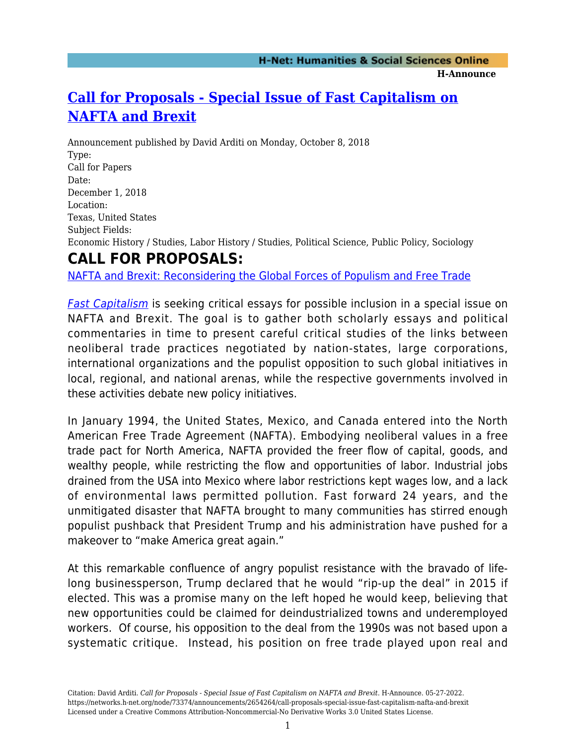# [Call for Proposals - Special Issue of Fast Capitalism on NAFTA and Brexit](https://networks.h-net.org/node/73374/announcements/2654264/call-proposals-special-issue-fast-capitalism-nafta-and-brexit)

Announcement published by David Arditi on Monday, October 8, 2018

Type:
Call for Papers

Date:
December 1, 2018

Location:
Texas, United States

Subject Fields:
Economic History / Studies, Labor History / Studies, Political Science, Public Policy, Sociology

## CALL FOR PROPOSALS:

NAFTA and Brexit: Reconsidering the Global Forces of Populism and Free Trade

*Fast Capitalism* is seeking critical essays for possible inclusion in a special issue on NAFTA and Brexit. The goal is to gather both scholarly essays and political commentaries in time to present careful critical studies of the links between neoliberal trade practices negotiated by nation-states, large corporations, international organizations and the populist opposition to such global initiatives in local, regional, and national arenas, while the respective governments involved in these activities debate new policy initiatives.

In January 1994, the United States, Mexico, and Canada entered into the North American Free Trade Agreement (NAFTA). Embodying neoliberal values in a free trade pact for North America, NAFTA provided the freer flow of capital, goods, and wealthy people, while restricting the flow and opportunities of labor. Industrial jobs drained from the USA into Mexico where labor restrictions kept wages low, and a lack of environmental laws permitted pollution. Fast forward 24 years, and the unmitigated disaster that NAFTA brought to many communities has stirred enough populist pushback that President Trump and his administration have pushed for a makeover to "make America great again."

At this remarkable confluence of angry populist resistance with the bravado of life-long businessperson, Trump declared that he would "rip-up the deal" in 2015 if elected. This was a promise many on the left hoped he would keep, believing that new opportunities could be claimed for deindustrialized towns and underemployed workers. Of course, his opposition to the deal from the 1990s was not based upon a systematic critique. Instead, his position on free trade played upon real and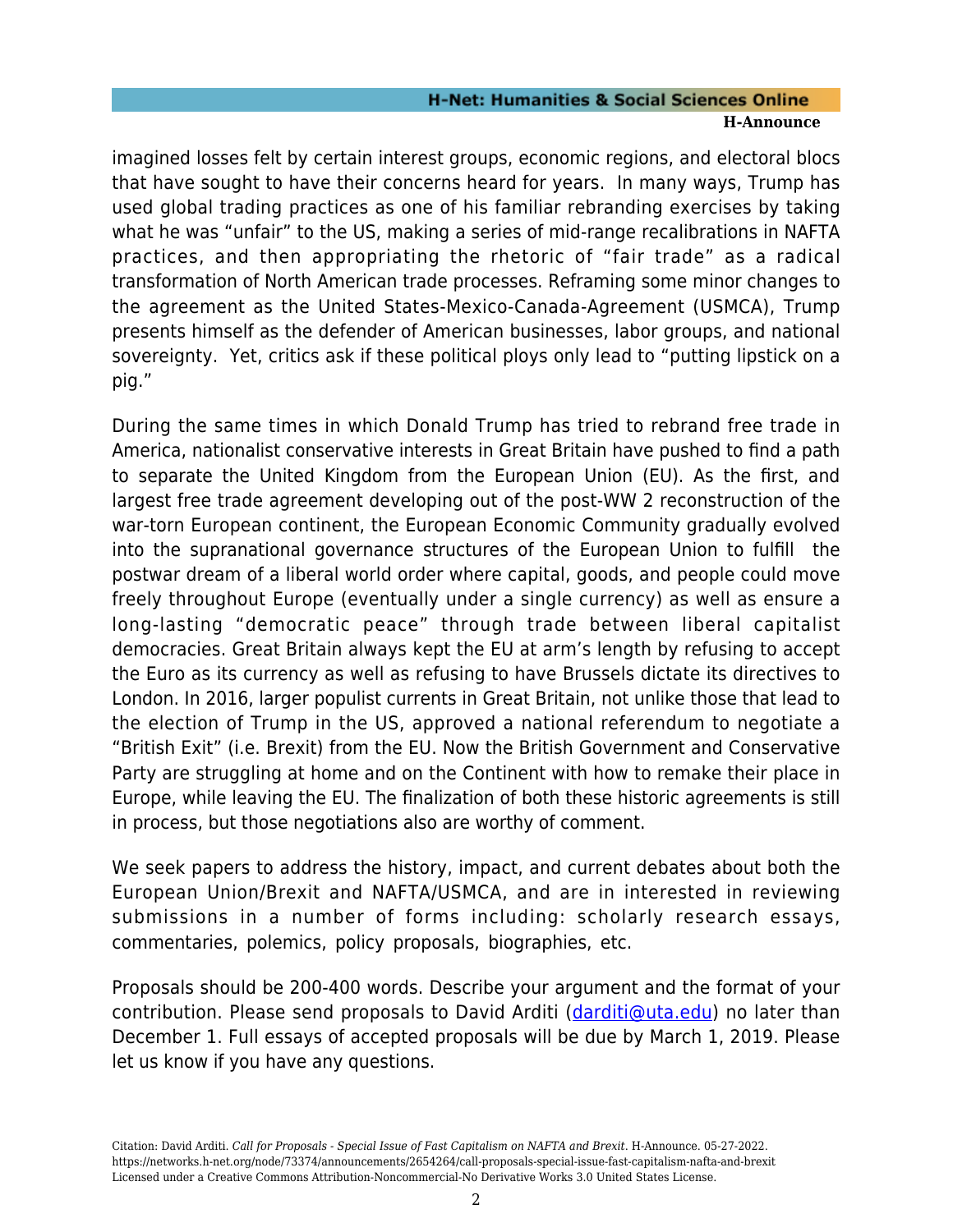imagined losses felt by certain interest groups, economic regions, and electoral blocs that have sought to have their concerns heard for years. In many ways, Trump has used global trading practices as one of his familiar rebranding exercises by taking what he was "unfair" to the US, making a series of mid-range recalibrations in NAFTA practices, and then appropriating the rhetoric of "fair trade" as a radical transformation of North American trade processes. Reframing some minor changes to the agreement as the United States-Mexico-Canada-Agreement (USMCA), Trump presents himself as the defender of American businesses, labor groups, and national sovereignty. Yet, critics ask if these political ploys only lead to "putting lipstick on a pig."

During the same times in which Donald Trump has tried to rebrand free trade in America, nationalist conservative interests in Great Britain have pushed to find a path to separate the United Kingdom from the European Union (EU). As the first, and largest free trade agreement developing out of the post-WW 2 reconstruction of the war-torn European continent, the European Economic Community gradually evolved into the supranational governance structures of the European Union to fulfill the postwar dream of a liberal world order where capital, goods, and people could move freely throughout Europe (eventually under a single currency) as well as ensure a long-lasting "democratic peace" through trade between liberal capitalist democracies. Great Britain always kept the EU at arm's length by refusing to accept the Euro as its currency as well as refusing to have Brussels dictate its directives to London. In 2016, larger populist currents in Great Britain, not unlike those that lead to the election of Trump in the US, approved a national referendum to negotiate a "British Exit" (i.e. Brexit) from the EU. Now the British Government and Conservative Party are struggling at home and on the Continent with how to remake their place in Europe, while leaving the EU. The finalization of both these historic agreements is still in process, but those negotiations also are worthy of comment.

We seek papers to address the history, impact, and current debates about both the European Union/Brexit and NAFTA/USMCA, and are in interested in reviewing submissions in a number of forms including: scholarly research essays, commentaries, polemics, policy proposals, biographies, etc.

Proposals should be 200-400 words. Describe your argument and the format of your contribution. Please send proposals to David Arditi (darditi@uta.edu) no later than December 1. Full essays of accepted proposals will be due by March 1, 2019. Please let us know if you have any questions.

Citation: David Arditi. *Call for Proposals - Special Issue of Fast Capitalism on NAFTA and Brexit*. H-Announce. 05-27-2022.
https://networks.h-net.org/node/73374/announcements/2654264/call-proposals-special-issue-fast-capitalism-nafta-and-brexit
Licensed under a Creative Commons Attribution-Noncommercial-No Derivative Works 3.0 United States License.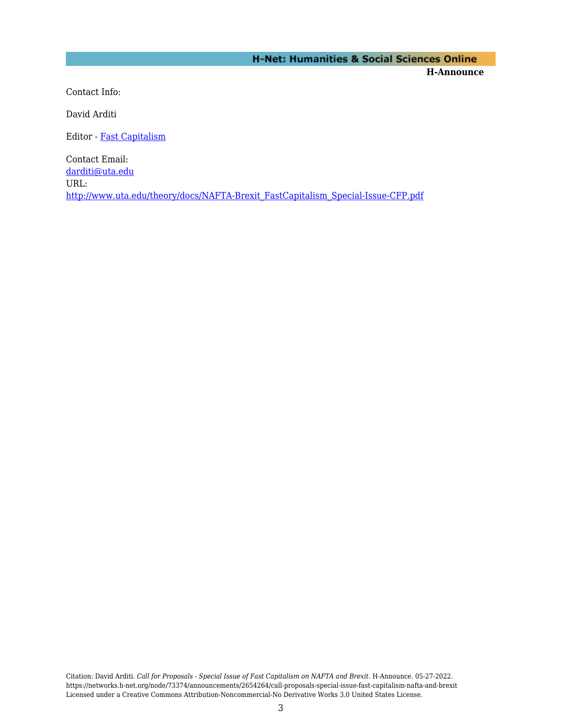Contact Info:

David Arditi

Editor - [Fast Capitalism](#)

Contact Email:
[darditi@uta.edu](mailto:darditi@uta.edu)
URL:
[http://www.uta.edu/theory/docs/NAFTA-Brexit_FastCapitalism_Special-Issue-CFP.pdf](http://www.uta.edu/theory/docs/NAFTA-Brexit_FastCapitalism_Special-Issue-CFP.pdf)